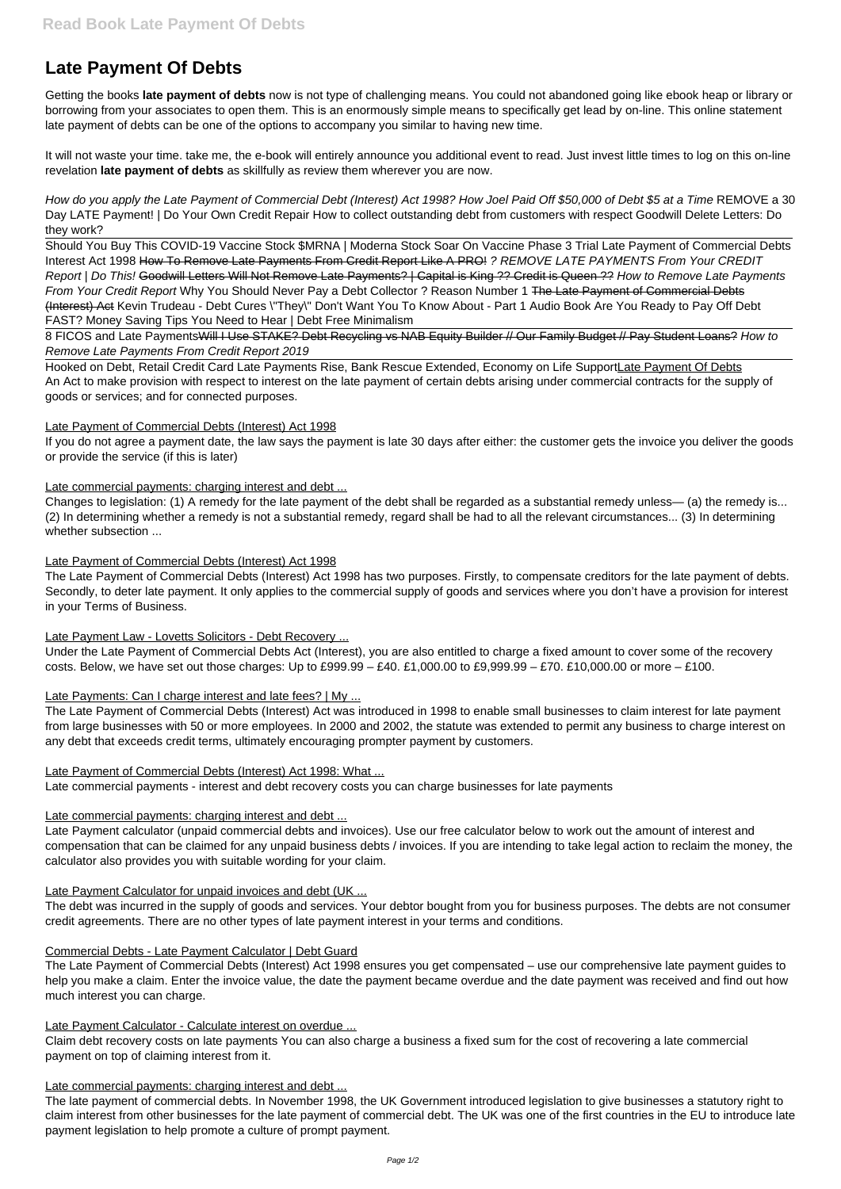# Late Payment Of Debts

Getting the books **late payment of debts** now is not type of challenging means. You could not abandoned going like ebook heap or library or borrowing from your associates to open them. This is an enormously simple means to specifically get lead by on-line. This online statement late payment of debts can be one of the options to accompany you similar to having new time.

It will not waste your time. take me, the e-book will entirely announce you additional event to read. Just invest little times to log on this on-line revelation **late payment of debts** as skillfully as review them wherever you are now.

*How do you apply the Late Payment of Commercial Debt (Interest) Act 1998? How Joel Paid Off $50,000 of Debt $5 at a Time* REMOVE a 30 Day LATE Payment! | Do Your Own Credit Repair How to collect outstanding debt from customers with respect Goodwill Delete Letters: Do they work?

Should You Buy This COVID-19 Vaccine Stock $MRNA | Moderna Stock Soar On Vaccine Phase 3 Trial Late Payment of Commercial Debts Interest Act 1998 ~~How To Remove Late Payments From Credit Report Like A PRO!~~ *? REMOVE LATE PAYMENTS From Your CREDIT Report | Do This!* ~~Goodwill Letters Will Not Remove Late Payments? | Capital is King ?? Credit is Queen ??~~ *How to Remove Late Payments From Your Credit Report* Why You Should Never Pay a Debt Collector ? Reason Number 1 ~~The Late Payment of Commercial Debts (Interest) Act~~ Kevin Trudeau - Debt Cures \"They\" Don't Want You To Know About - Part 1 Audio Book Are You Ready to Pay Off Debt FAST? Money Saving Tips You Need to Hear | Debt Free Minimalism

8 FICOS and Late Payments~~Will I Use STAKE? Debt Recycling vs NAB Equity Builder // Our Family Budget // Pay Student Loans?~~ *How to Remove Late Payments From Credit Report 2019*

Hooked on Debt, Retail Credit Card Late Payments Rise, Bank Rescue Extended, Economy on Life SupportLate Payment Of Debts
An Act to make provision with respect to interest on the late payment of certain debts arising under commercial contracts for the supply of goods or services; and for connected purposes.

Late Payment of Commercial Debts (Interest) Act 1998
If you do not agree a payment date, the law says the payment is late 30 days after either: the customer gets the invoice you deliver the goods or provide the service (if this is later)

Late commercial payments: charging interest and debt ...
Changes to legislation: (1) A remedy for the late payment of the debt shall be regarded as a substantial remedy unless— (a) the remedy is... (2) In determining whether a remedy is not a substantial remedy, regard shall be had to all the relevant circumstances... (3) In determining whether subsection ...

Late Payment of Commercial Debts (Interest) Act 1998
The Late Payment of Commercial Debts (Interest) Act 1998 has two purposes. Firstly, to compensate creditors for the late payment of debts. Secondly, to deter late payment. It only applies to the commercial supply of goods and services where you don't have a provision for interest in your Terms of Business.

Late Payment Law - Lovetts Solicitors - Debt Recovery ...
Under the Late Payment of Commercial Debts Act (Interest), you are also entitled to charge a fixed amount to cover some of the recovery costs. Below, we have set out those charges: Up to £999.99 – £40. £1,000.00 to £9,999.99 – £70. £10,000.00 or more – £100.

Late Payments: Can I charge interest and late fees? | My ...
The Late Payment of Commercial Debts (Interest) Act was introduced in 1998 to enable small businesses to claim interest for late payment from large businesses with 50 or more employees. In 2000 and 2002, the statute was extended to permit any business to charge interest on any debt that exceeds credit terms, ultimately encouraging prompter payment by customers.

Late Payment of Commercial Debts (Interest) Act 1998: What ...
Late commercial payments - interest and debt recovery costs you can charge businesses for late payments

Late commercial payments: charging interest and debt ...
Late Payment calculator (unpaid commercial debts and invoices). Use our free calculator below to work out the amount of interest and compensation that can be claimed for any unpaid business debts / invoices. If you are intending to take legal action to reclaim the money, the calculator also provides you with suitable wording for your claim.

Late Payment Calculator for unpaid invoices and debt (UK ...
The debt was incurred in the supply of goods and services. Your debtor bought from you for business purposes. The debts are not consumer credit agreements. There are no other types of late payment interest in your terms and conditions.

Commercial Debts - Late Payment Calculator | Debt Guard
The Late Payment of Commercial Debts (Interest) Act 1998 ensures you get compensated – use our comprehensive late payment guides to help you make a claim. Enter the invoice value, the date the payment became overdue and the date payment was received and find out how much interest you can charge.

Late Payment Calculator - Calculate interest on overdue ...
Claim debt recovery costs on late payments You can also charge a business a fixed sum for the cost of recovering a late commercial payment on top of claiming interest from it.

Late commercial payments: charging interest and debt ...
The late payment of commercial debts. In November 1998, the UK Government introduced legislation to give businesses a statutory right to claim interest from other businesses for the late payment of commercial debt. The UK was one of the first countries in the EU to introduce late payment legislation to help promote a culture of prompt payment.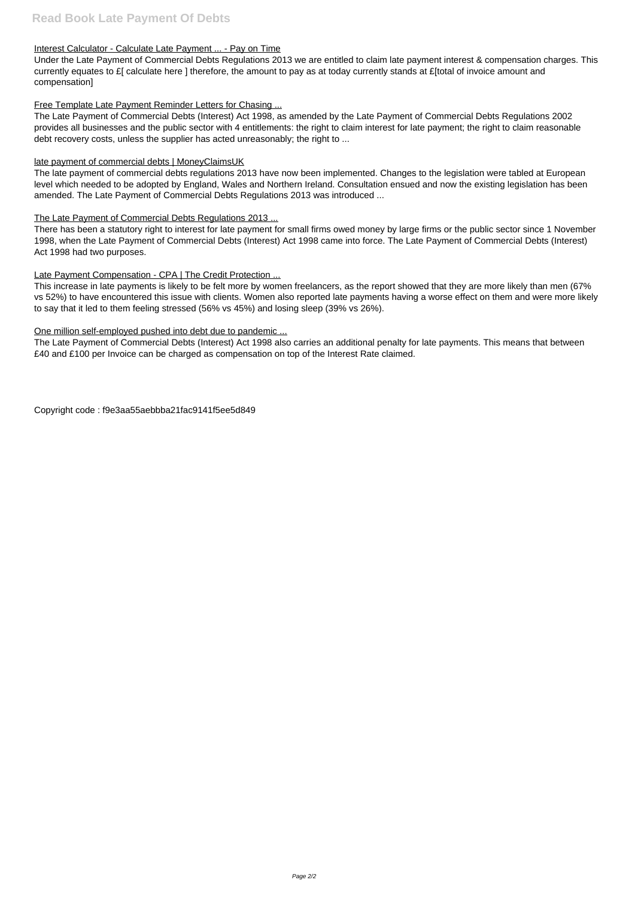Interest Calculator - Calculate Late Payment ... - Pay on Time

Under the Late Payment of Commercial Debts Regulations 2013 we are entitled to claim late payment interest & compensation charges. This currently equates to £[ calculate here ] therefore, the amount to pay as at today currently stands at £[total of invoice amount and compensation]

Free Template Late Payment Reminder Letters for Chasing ...

The Late Payment of Commercial Debts (Interest) Act 1998, as amended by the Late Payment of Commercial Debts Regulations 2002 provides all businesses and the public sector with 4 entitlements: the right to claim interest for late payment; the right to claim reasonable debt recovery costs, unless the supplier has acted unreasonably; the right to ...

late payment of commercial debts | MoneyClaimsUK

The late payment of commercial debts regulations 2013 have now been implemented. Changes to the legislation were tabled at European level which needed to be adopted by England, Wales and Northern Ireland. Consultation ensued and now the existing legislation has been amended. The Late Payment of Commercial Debts Regulations 2013 was introduced ...

The Late Payment of Commercial Debts Regulations 2013 ...

There has been a statutory right to interest for late payment for small firms owed money by large firms or the public sector since 1 November 1998, when the Late Payment of Commercial Debts (Interest) Act 1998 came into force. The Late Payment of Commercial Debts (Interest) Act 1998 had two purposes.

Late Payment Compensation - CPA | The Credit Protection ...

This increase in late payments is likely to be felt more by women freelancers, as the report showed that they are more likely than men (67% vs 52%) to have encountered this issue with clients. Women also reported late payments having a worse effect on them and were more likely to say that it led to them feeling stressed (56% vs 45%) and losing sleep (39% vs 26%).

One million self-employed pushed into debt due to pandemic ...

The Late Payment of Commercial Debts (Interest) Act 1998 also carries an additional penalty for late payments. This means that between £40 and £100 per Invoice can be charged as compensation on top of the Interest Rate claimed.

Copyright code : f9e3aa55aebbba21fac9141f5ee5d849